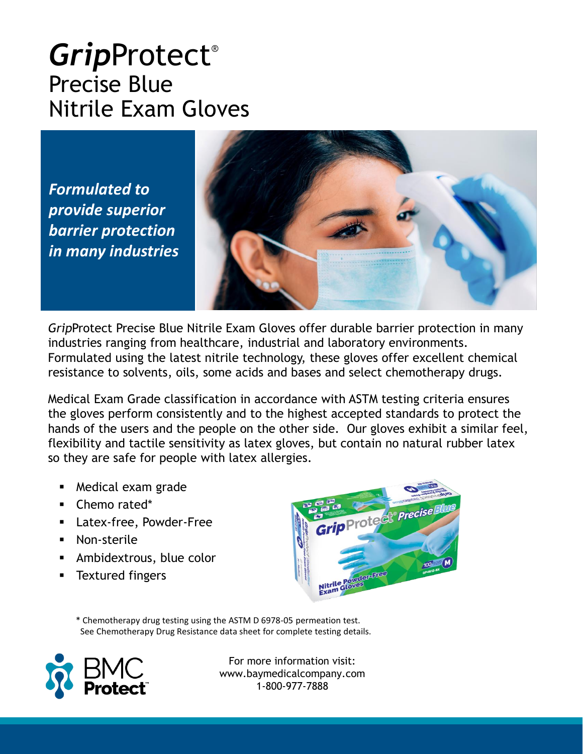# *Grip*Protect®
## Precise Blue
## Nitrile Exam Gloves

***Formulated to provide superior barrier protection in many industries***

*Grip*Protect Precise Blue Nitrile Exam Gloves offer durable barrier protection in many industries ranging from healthcare, industrial and laboratory environments. Formulated using the latest nitrile technology, these gloves offer excellent chemical resistance to solvents, oils, some acids and bases and select chemotherapy drugs.

Medical Exam Grade classification in accordance with ASTM testing criteria ensures the gloves perform consistently and to the highest accepted standards to protect the hands of the users and the people on the other side. Our gloves exhibit a similar feel, flexibility and tactile sensitivity as latex gloves, but contain no natural rubber latex so they are safe for people with latex allergies.

- Medical exam grade
- Chemo rated*
- Latex-free, Powder-Free
- Non-sterile
- Ambidextrous, blue color
- Textured fingers

\* Chemotherapy drug testing using the ASTM D 6978-05 permeation test. See Chemotherapy Drug Resistance data sheet for complete testing details.

BMC Protect

For more information visit:
www.baymedicalcompany.com
1-800-977-7888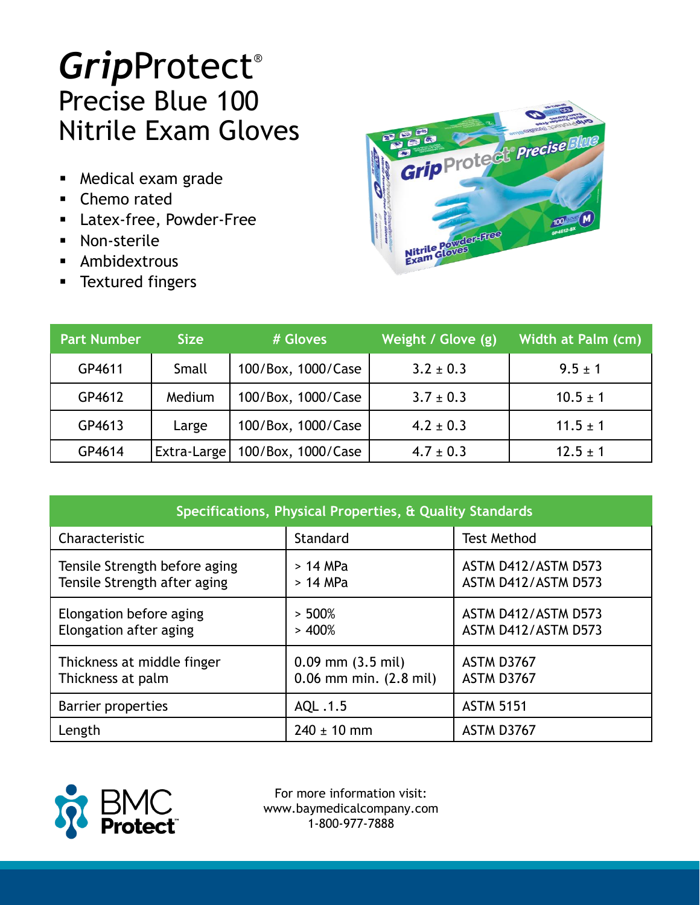# *Grip*Protect®
## Precise Blue 100 Nitrile Exam Gloves

- Medical exam grade
- Chemo rated
- Latex-free, Powder-Free
- Non-sterile
- Ambidextrous
- Textured fingers

| Part Number | Size | # Gloves | Weight / Glove (g) | Width at Palm (cm) |
|---|---|---|---|---|
| GP4611 | Small | 100/Box, 1000/Case | 3.2 ± 0.3 | 9.5 ± 1 |
| GP4612 | Medium | 100/Box, 1000/Case | 3.7 ± 0.3 | 10.5 ± 1 |
| GP4613 | Large | 100/Box, 1000/Case | 4.2 ± 0.3 | 11.5 ± 1 |
| GP4614 | Extra-Large | 100/Box, 1000/Case | 4.7 ± 0.3 | 12.5 ± 1 |

| Specifications, Physical Properties, & Quality Standards | | |
|---|---|---|
| Characteristic | Standard | Test Method |
| Tensile Strength before aging<br>Tensile Strength after aging | > 14 MPa<br>> 14 MPa | ASTM D412/ASTM D573<br>ASTM D412/ASTM D573 |
| Elongation before aging<br>Elongation after aging | > 500%<br>> 400% | ASTM D412/ASTM D573<br>ASTM D412/ASTM D573 |
| Thickness at middle finger<br>Thickness at palm | 0.09 mm (3.5 mil)<br>0.06 mm min. (2.8 mil) | ASTM D3767<br>ASTM D3767 |
| Barrier properties | AQL .1.5 | ASTM 5151 |
| Length | 240 ± 10 mm | ASTM D3767 |

BMC Protect™

For more information visit:
www.baymedicalcompany.com
1-800-977-7888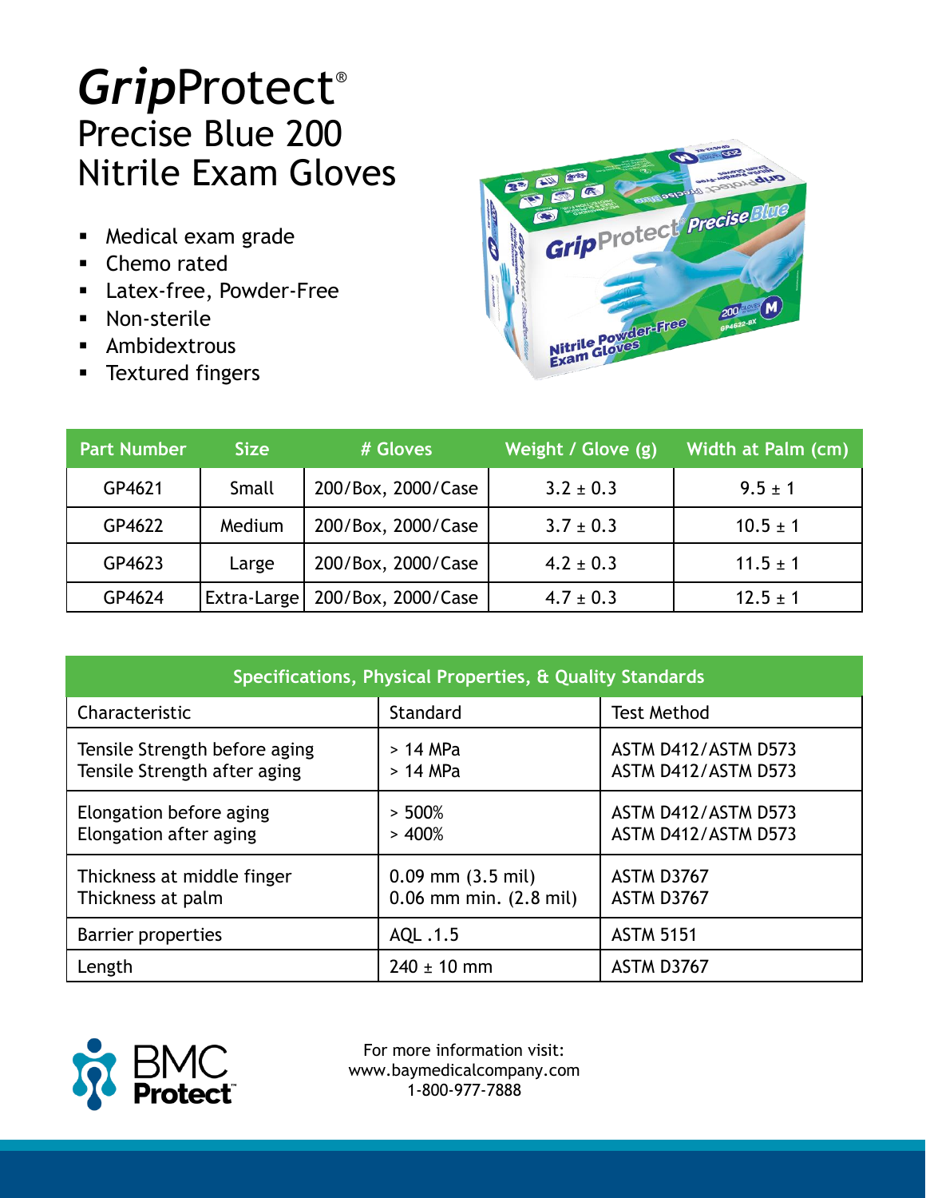# *Grip*Protect®

## Precise Blue 200
## Nitrile Exam Gloves

- Medical exam grade
- Chemo rated
- Latex-free, Powder-Free
- Non-sterile
- Ambidextrous
- Textured fingers

| Part Number | Size | # Gloves | Weight / Glove (g) | Width at Palm (cm) |
|---|---|---|---|---|
| GP4621 | Small | 200/Box, 2000/Case | 3.2 ± 0.3 | 9.5 ± 1 |
| GP4622 | Medium | 200/Box, 2000/Case | 3.7 ± 0.3 | 10.5 ± 1 |
| GP4623 | Large | 200/Box, 2000/Case | 4.2 ± 0.3 | 11.5 ± 1 |
| GP4624 | Extra-Large | 200/Box, 2000/Case | 4.7 ± 0.3 | 12.5 ± 1 |

| Specifications, Physical Properties, & Quality Standards | | |
|---|---|---|
| Characteristic | Standard | Test Method |
| Tensile Strength before aging<br>Tensile Strength after aging | > 14 MPa<br>> 14 MPa | ASTM D412/ASTM D573<br>ASTM D412/ASTM D573 |
| Elongation before aging<br>Elongation after aging | > 500%<br>> 400% | ASTM D412/ASTM D573<br>ASTM D412/ASTM D573 |
| Thickness at middle finger<br>Thickness at palm | 0.09 mm (3.5 mil)<br>0.06 mm min. (2.8 mil) | ASTM D3767<br>ASTM D3767 |
| Barrier properties | AQL .1.5 | ASTM 5151 |
| Length | 240 ± 10 mm | ASTM D3767 |

BMC Protect™

For more information visit:
www.baymedicalcompany.com
1-800-977-7888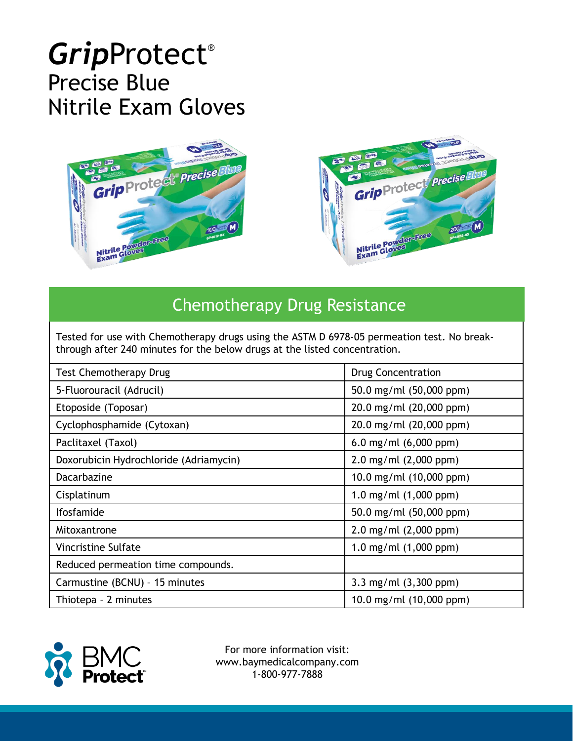# *Grip*Protect®
## Precise Blue
## Nitrile Exam Gloves

## Chemotherapy Drug Resistance

Tested for use with Chemotherapy drugs using the ASTM D 6978-05 permeation test. No break-through after 240 minutes for the below drugs at the listed concentration.

| Test Chemotherapy Drug | Drug Concentration |
|---|---|
| 5-Fluorouracil (Adrucil) | 50.0 mg/ml (50,000 ppm) |
| Etoposide (Toposar) | 20.0 mg/ml (20,000 ppm) |
| Cyclophosphamide (Cytoxan) | 20.0 mg/ml (20,000 ppm) |
| Paclitaxel (Taxol) | 6.0 mg/ml (6,000 ppm) |
| Doxorubicin Hydrochloride (Adriamycin) | 2.0 mg/ml (2,000 ppm) |
| Dacarbazine | 10.0 mg/ml (10,000 ppm) |
| Cisplatinum | 1.0 mg/ml (1,000 ppm) |
| Ifosfamide | 50.0 mg/ml (50,000 ppm) |
| Mitoxantrone | 2.0 mg/ml (2,000 ppm) |
| Vincristine Sulfate | 1.0 mg/ml (1,000 ppm) |
| Reduced permeation time compounds. | |
| Carmustine (BCNU) – 15 minutes | 3.3 mg/ml (3,300 ppm) |
| Thiotepa – 2 minutes | 10.0 mg/ml (10,000 ppm) |

BMC Protect™

For more information visit:
www.baymedicalcompany.com
1-800-977-7888